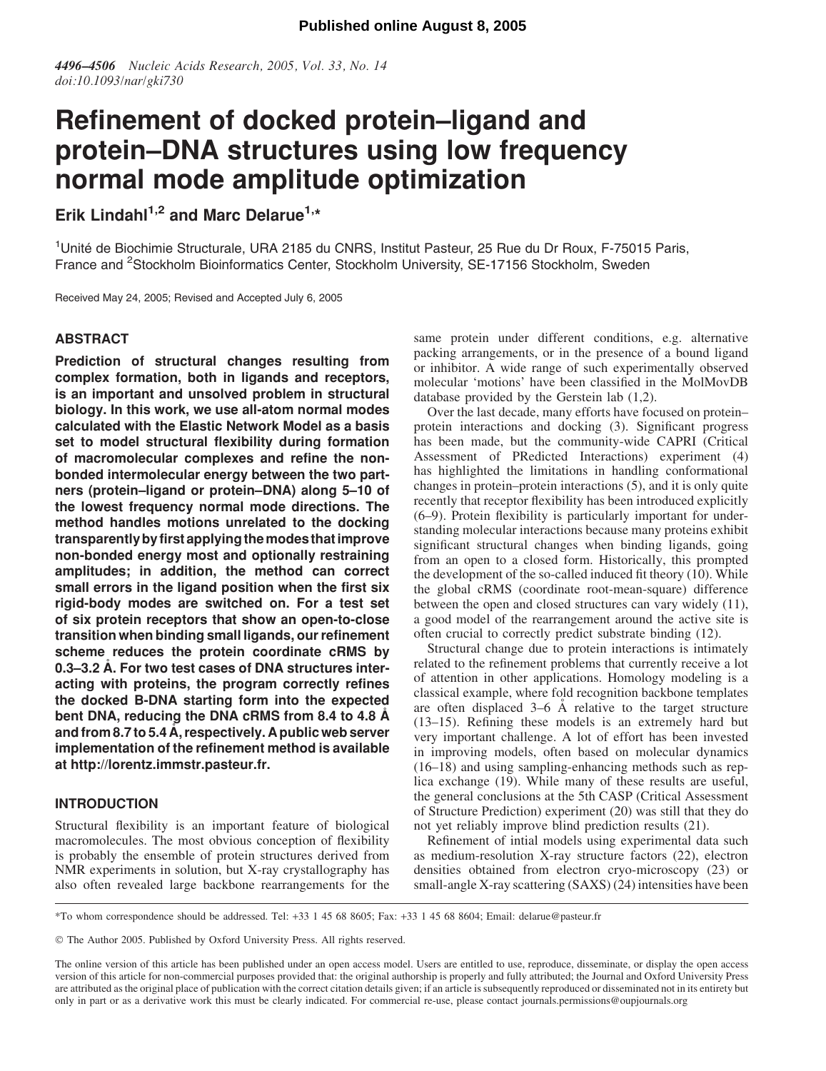# Refinement of docked protein–ligand and protein–DNA structures using low frequency normal mode amplitude optimization

**Erik Lindahl[1,2] and Marc Delarue[1,*]**

[1]Unité de Biochimie Structurale, URA 2185 du CNRS, Institut Pasteur, 25 Rue du Dr Roux, F-75015 Paris, France and [2]Stockholm Bioinformatics Center, Stockholm University, SE-17156 Stockholm, Sweden

Received May 24, 2005; Revised and Accepted July 6, 2005

## ABSTRACT

**Prediction of structural changes resulting from complex formation, both in ligands and receptors, is an important and unsolved problem in structural biology. In this work, we use all-atom normal modes calculated with the Elastic Network Model as a basis set to model structural flexibility during formation of macromolecular complexes and refine the non-bonded intermolecular energy between the two partners (protein–ligand or protein–DNA) along 5–10 of the lowest frequency normal mode directions. The method handles motions unrelated to the docking transparently by first applying the modes that improve non-bonded energy most and optionally restraining amplitudes; in addition, the method can correct small errors in the ligand position when the first six rigid-body modes are switched on. For a test set of six protein receptors that show an open-to-close transition when binding small ligands, our refinement scheme reduces the protein coordinate cRMS by 0.3–3.2 Å. For two test cases of DNA structures interacting with proteins, the program correctly refines the docked B-DNA starting form into the expected bent DNA, reducing the DNA cRMS from 8.4 to 4.8 Å and from 8.7 to 5.4 Å, respectively. A public web server implementation of the refinement method is available at http://lorentz.immstr.pasteur.fr.**

## INTRODUCTION

Structural flexibility is an important feature of biological macromolecules. The most obvious conception of flexibility is probably the ensemble of protein structures derived from NMR experiments in solution, but X-ray crystallography has also often revealed large backbone rearrangements for the same protein under different conditions, e.g. alternative packing arrangements, or in the presence of a bound ligand or inhibitor. A wide range of such experimentally observed molecular 'motions' have been classified in the MolMovDB database provided by the Gerstein lab (1,2).

Over the last decade, many efforts have focused on protein–protein interactions and docking (3). Significant progress has been made, but the community-wide CAPRI (Critical Assessment of PRedicted Interactions) experiment (4) has highlighted the limitations in handling conformational changes in protein–protein interactions (5), and it is only quite recently that receptor flexibility has been introduced explicitly (6–9). Protein flexibility is particularly important for understanding molecular interactions because many proteins exhibit significant structural changes when binding ligands, going from an open to a closed form. Historically, this prompted the development of the so-called induced fit theory (10). While the global cRMS (coordinate root-mean-square) difference between the open and closed structures can vary widely (11), a good model of the rearrangement around the active site is often crucial to correctly predict substrate binding (12).

Structural change due to protein interactions is intimately related to the refinement problems that currently receive a lot of attention in other applications. Homology modeling is a classical example, where fold recognition backbone templates are often displaced 3–6 Å relative to the target structure (13–15). Refining these models is an extremely hard but very important challenge. A lot of effort has been invested in improving models, often based on molecular dynamics (16–18) and using sampling-enhancing methods such as replica exchange (19). While many of these results are useful, the general conclusions at the 5th CASP (Critical Assessment of Structure Prediction) experiment (20) was still that they do not yet reliably improve blind prediction results (21).

Refinement of intial models using experimental data such as medium-resolution X-ray structure factors (22), electron densities obtained from electron cryo-microscopy (23) or small-angle X-ray scattering (SAXS) (24) intensities have been

*To whom correspondence should be addressed. Tel: +33 1 45 68 8605; Fax: +33 1 45 68 8604; Email: delarue@pasteur.fr

© The Author 2005. Published by Oxford University Press. All rights reserved.

The online version of this article has been published under an open access model. Users are entitled to use, reproduce, disseminate, or display the open access version of this article for non-commercial purposes provided that: the original authorship is properly and fully attributed; the Journal and Oxford University Press are attributed as the original place of publication with the correct citation details given; if an article is subsequently reproduced or disseminated not in its entirety but only in part or as a derivative work this must be clearly indicated. For commercial re-use, please contact journals.permissions@oupjournals.org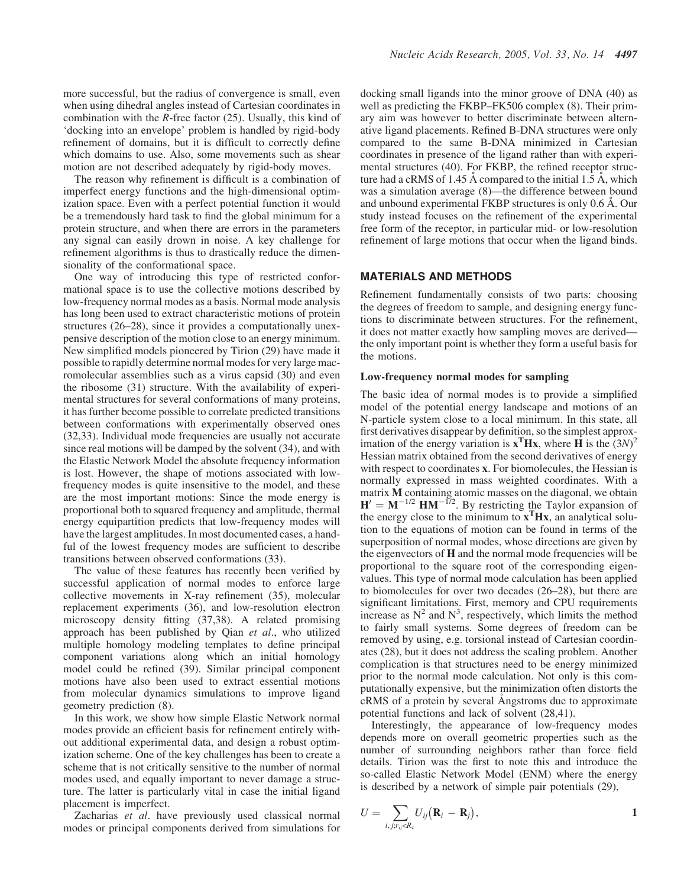more successful, but the radius of convergence is small, even when using dihedral angles instead of Cartesian coordinates in combination with the *R*-free factor (25). Usually, this kind of 'docking into an envelope' problem is handled by rigid-body refinement of domains, but it is difficult to correctly define which domains to use. Also, some movements such as shear motion are not described adequately by rigid-body moves.

The reason why refinement is difficult is a combination of imperfect energy functions and the high-dimensional optimization space. Even with a perfect potential function it would be a tremendously hard task to find the global minimum for a protein structure, and when there are errors in the parameters any signal can easily drown in noise. A key challenge for refinement algorithms is thus to drastically reduce the dimensionality of the conformational space.

One way of introducing this type of restricted conformational space is to use the collective motions described by low-frequency normal modes as a basis. Normal mode analysis has long been used to extract characteristic motions of protein structures (26–28), since it provides a computationally unexpensive description of the motion close to an energy minimum. New simplified models pioneered by Tirion (29) have made it possible to rapidly determine normal modes for very large macromolecular assemblies such as a virus capsid (30) and even the ribosome (31) structure. With the availability of experimental structures for several conformations of many proteins, it has further become possible to correlate predicted transitions between conformations with experimentally observed ones (32,33). Individual mode frequencies are usually not accurate since real motions will be damped by the solvent (34), and with the Elastic Network Model the absolute frequency information is lost. However, the shape of motions associated with low-frequency modes is quite insensitive to the model, and these are the most important motions: Since the mode energy is proportional both to squared frequency and amplitude, thermal energy equipartition predicts that low-frequency modes will have the largest amplitudes. In most documented cases, a handful of the lowest frequency modes are sufficient to describe transitions between observed conformations (33).

The value of these features has recently been verified by successful application of normal modes to enforce large collective movements in X-ray refinement (35), molecular replacement experiments (36), and low-resolution electron microscopy density fitting (37,38). A related promising approach has been published by Qian *et al*., who utilized multiple homology modeling templates to define principal component variations along which an initial homology model could be refined (39). Similar principal component motions have also been used to extract essential motions from molecular dynamics simulations to improve ligand geometry prediction (8).

In this work, we show how simple Elastic Network normal modes provide an efficient basis for refinement entirely without additional experimental data, and design a robust optimization scheme. One of the key challenges has been to create a scheme that is not critically sensitive to the number of normal modes used, and equally important to never damage a structure. The latter is particularly vital in case the initial ligand placement is imperfect.

Zacharias *et al*. have previously used classical normal modes or principal components derived from simulations for docking small ligands into the minor groove of DNA (40) as well as predicting the FKBP–FK506 complex (8). Their primary aim was however to better discriminate between alternative ligand placements. Refined B-DNA structures were only compared to the same B-DNA minimized in Cartesian coordinates in presence of the ligand rather than with experimental structures (40). For FKBP, the refined receptor structure had a cRMS of 1.45 Å compared to the initial 1.5 Å, which was a simulation average (8)—the difference between bound and unbound experimental FKBP structures is only 0.6 Å. Our study instead focuses on the refinement of the experimental free form of the receptor, in particular mid- or low-resolution refinement of large motions that occur when the ligand binds.

## MATERIALS AND METHODS

Refinement fundamentally consists of two parts: choosing the degrees of freedom to sample, and designing energy functions to discriminate between structures. For the refinement, it does not matter exactly how sampling moves are derived—the only important point is whether they form a useful basis for the motions.

### Low-frequency normal modes for sampling

The basic idea of normal modes is to provide a simplified model of the potential energy landscape and motions of an N-particle system close to a local minimum. In this state, all first derivatives disappear by definition, so the simplest approximation of the energy variation is $\mathbf{x}^{\mathbf{T}}\mathbf{H}\mathbf{x}$, where $\mathbf{H}$ is the $(3N)^2$ Hessian matrix obtained from the second derivatives of energy with respect to coordinates $\mathbf{x}$. For biomolecules, the Hessian is normally expressed in mass weighted coordinates. With a matrix $\mathbf{M}$ containing atomic masses on the diagonal, we obtain $\mathbf{H}' = \mathbf{M}^{-1/2}\,\mathbf{H}\mathbf{M}^{-1/2}$. By restricting the Taylor expansion of the energy close to the minimum to $\mathbf{x}^{\mathbf{T}}\mathbf{H}\mathbf{x}$, an analytical solution to the equations of motion can be found in terms of the superposition of normal modes, whose directions are given by the eigenvectors of $\mathbf{H}$ and the normal mode frequencies will be proportional to the square root of the corresponding eigenvalues. This type of normal mode calculation has been applied to biomolecules for over two decades (26–28), but there are significant limitations. First, memory and CPU requirements increase as $N^2$ and $N^3$, respectively, which limits the method to fairly small systems. Some degrees of freedom can be removed by using, e.g. torsional instead of Cartesian coordinates (28), but it does not address the scaling problem. Another complication is that structures need to be energy minimized prior to the normal mode calculation. Not only is this computationally expensive, but the minimization often distorts the cRMS of a protein by several Ångstroms due to approximate potential functions and lack of solvent (28,41).

Interestingly, the appearance of low-frequency modes depends more on overall geometric properties such as the number of surrounding neighbors rather than force field details. Tirion was the first to note this and introduce the so-called Elastic Network Model (ENM) where the energy is described by a network of simple pair potentials (29),

$$U = \sum_{i,j;r_{ij}<R_c} U_{ij}\left(\mathbf{R}_i - \mathbf{R}_j\right), \qquad \mathbf{1}$$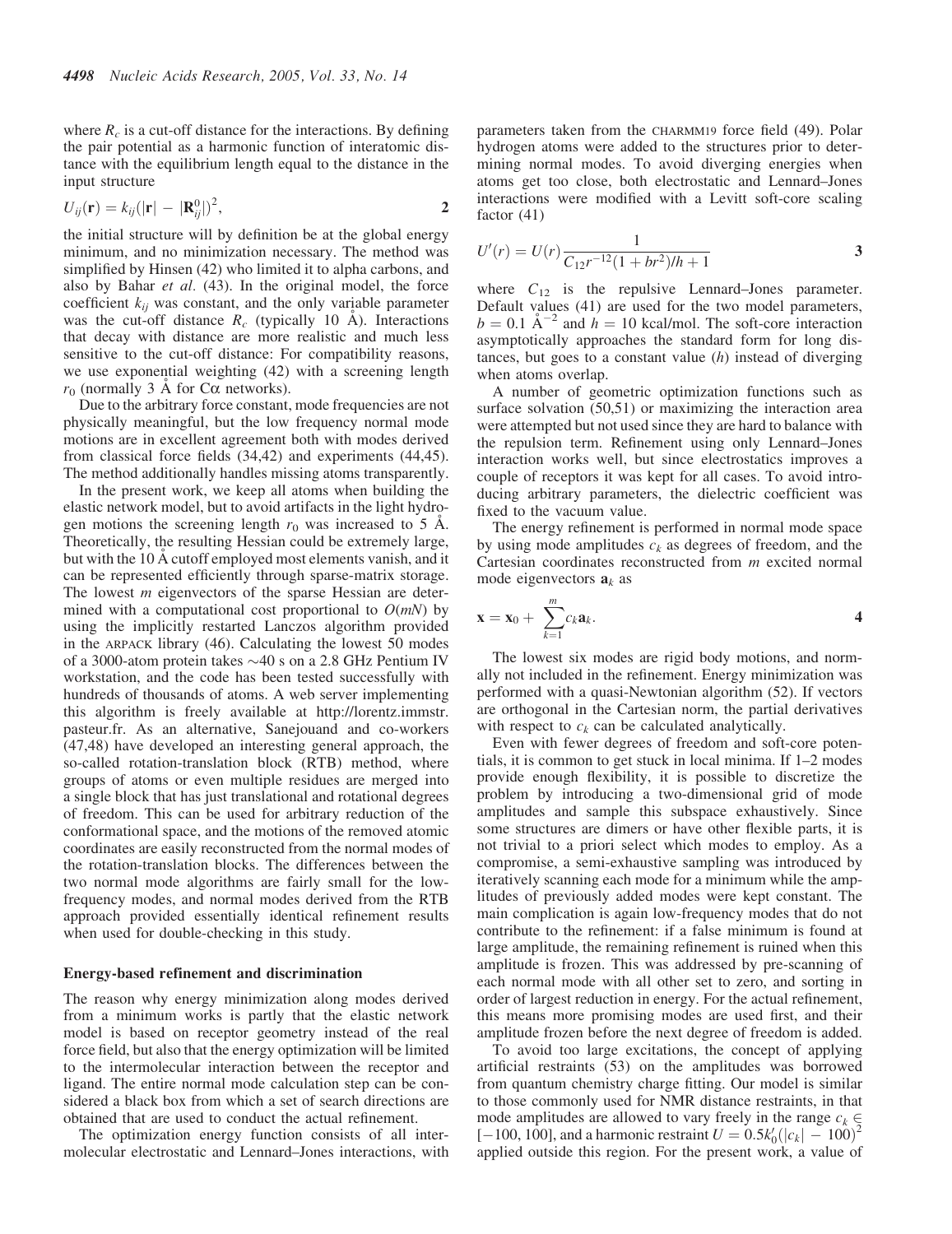where $R_c$ is a cut-off distance for the interactions. By defining the pair potential as a harmonic function of interatomic distance with the equilibrium length equal to the distance in the input structure

$$U_{ij}(\mathbf{r}) = k_{ij}(|\mathbf{r}| - |\mathbf{R}_{ij}^0|)^2, \qquad \mathbf{2}$$

the initial structure will by definition be at the global energy minimum, and no minimization necessary. The method was simplified by Hinsen (42) who limited it to alpha carbons, and also by Bahar *et al*. (43). In the original model, the force coefficient $k_{ij}$ was constant, and the only variable parameter was the cut-off distance $R_c$ (typically 10 Å). Interactions that decay with distance are more realistic and much less sensitive to the cut-off distance: For compatibility reasons, we use exponential weighting (42) with a screening length $r_0$ (normally 3 Å for Cα networks).

Due to the arbitrary force constant, mode frequencies are not physically meaningful, but the low frequency normal mode motions are in excellent agreement both with modes derived from classical force fields (34,42) and experiments (44,45). The method additionally handles missing atoms transparently.

In the present work, we keep all atoms when building the elastic network model, but to avoid artifacts in the light hydrogen motions the screening length $r_0$ was increased to 5 Å. Theoretically, the resulting Hessian could be extremely large, but with the 10 Å cutoff employed most elements vanish, and it can be represented efficiently through sparse-matrix storage. The lowest $m$ eigenvectors of the sparse Hessian are determined with a computational cost proportional to $O(mN)$ by using the implicitly restarted Lanczos algorithm provided in the ARPACK library (46). Calculating the lowest 50 modes of a 3000-atom protein takes ~40 s on a 2.8 GHz Pentium IV workstation, and the code has been tested successfully with hundreds of thousands of atoms. A web server implementing this algorithm is freely available at http://lorentz.immstr.pasteur.fr. As an alternative, Sanejouand and co-workers (47,48) have developed an interesting general approach, the so-called rotation-translation block (RTB) method, where groups of atoms or even multiple residues are merged into a single block that has just translational and rotational degrees of freedom. This can be used for arbitrary reduction of the conformational space, and the motions of the removed atomic coordinates are easily reconstructed from the normal modes of the rotation-translation blocks. The differences between the two normal mode algorithms are fairly small for the low-frequency modes, and normal modes derived from the RTB approach provided essentially identical refinement results when used for double-checking in this study.

### Energy-based refinement and discrimination

The reason why energy minimization along modes derived from a minimum works is partly that the elastic network model is based on receptor geometry instead of the real force field, but also that the energy optimization will be limited to the intermolecular interaction between the receptor and ligand. The entire normal mode calculation step can be considered a black box from which a set of search directions are obtained that are used to conduct the actual refinement.

The optimization energy function consists of all intermolecular electrostatic and Lennard–Jones interactions, with parameters taken from the CHARMM19 force field (49). Polar hydrogen atoms were added to the structures prior to determining normal modes. To avoid diverging energies when atoms get too close, both electrostatic and Lennard–Jones interactions were modified with a Levitt soft-core scaling factor (41)

$$U'(r) = U(r)\frac{1}{C_{12}r^{-12}(1 + br^2)/h + 1} \qquad \mathbf{3}$$

where $C_{12}$ is the repulsive Lennard–Jones parameter. Default values (41) are used for the two model parameters, $b = 0.1$ Å$^{-2}$ and $h = 10$ kcal/mol. The soft-core interaction asymptotically approaches the standard form for long distances, but goes to a constant value ($h$) instead of diverging when atoms overlap.

A number of geometric optimization functions such as surface solvation (50,51) or maximizing the interaction area were attempted but not used since they are hard to balance with the repulsion term. Refinement using only Lennard–Jones interaction works well, but since electrostatics improves a couple of receptors it was kept for all cases. To avoid introducing arbitrary parameters, the dielectric coefficient was fixed to the vacuum value.

The energy refinement is performed in normal mode space by using mode amplitudes $c_k$ as degrees of freedom, and the Cartesian coordinates reconstructed from $m$ excited normal mode eigenvectors $\mathbf{a}_k$ as

$$\mathbf{x} = \mathbf{x}_0 + \sum_{k=1}^{m} c_k \mathbf{a}_k. \qquad \mathbf{4}$$

The lowest six modes are rigid body motions, and normally not included in the refinement. Energy minimization was performed with a quasi-Newtonian algorithm (52). If vectors are orthogonal in the Cartesian norm, the partial derivatives with respect to $c_k$ can be calculated analytically.

Even with fewer degrees of freedom and soft-core potentials, it is common to get stuck in local minima. If 1–2 modes provide enough flexibility, it is possible to discretize the problem by introducing a two-dimensional grid of mode amplitudes and sample this subspace exhaustively. Since some structures are dimers or have other flexible parts, it is not trivial to a priori select which modes to employ. As a compromise, a semi-exhaustive sampling was introduced by iteratively scanning each mode for a minimum while the amplitudes of previously added modes were kept constant. The main complication is again low-frequency modes that do not contribute to the refinement: if a false minimum is found at large amplitude, the remaining refinement is ruined when this amplitude is frozen. This was addressed by pre-scanning of each normal mode with all other set to zero, and sorting in order of largest reduction in energy. For the actual refinement, this means more promising modes are used first, and their amplitude frozen before the next degree of freedom is added.

To avoid too large excitations, the concept of applying artificial restraints (53) on the amplitudes was borrowed from quantum chemistry charge fitting. Our model is similar to those commonly used for NMR distance restraints, in that mode amplitudes are allowed to vary freely in the range $c_k \in [-100, 100]$, and a harmonic restraint $U = 0.5k_0'(|c_k| - 100)^2$ applied outside this region. For the present work, a value of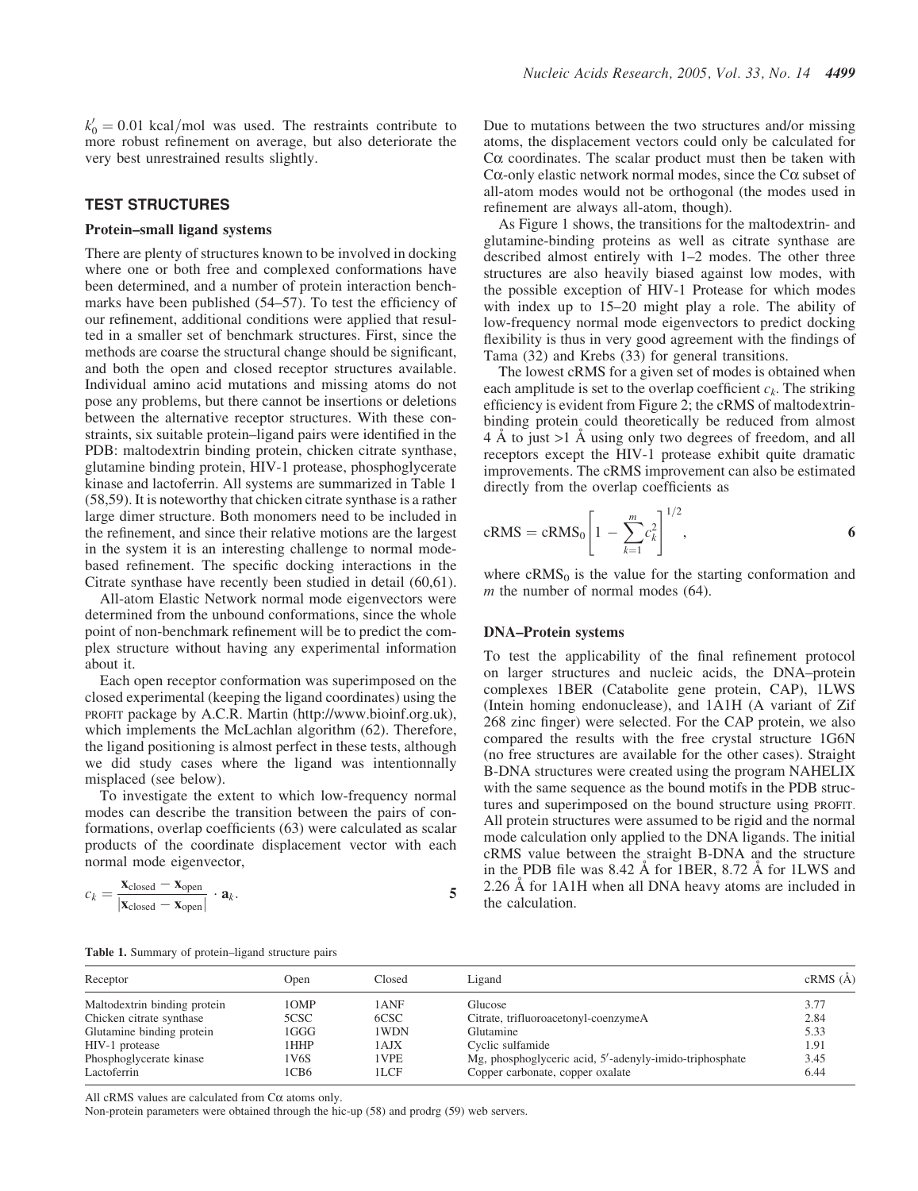$k'_0 = 0.01$ kcal/mol was used. The restraints contribute to more robust refinement on average, but also deteriorate the very best unrestrained results slightly.

## TEST STRUCTURES

### Protein–small ligand systems

There are plenty of structures known to be involved in docking where one or both free and complexed conformations have been determined, and a number of protein interaction benchmarks have been published (54–57). To test the efficiency of our refinement, additional conditions were applied that resulted in a smaller set of benchmark structures. First, since the methods are coarse the structural change should be significant, and both the open and closed receptor structures available. Individual amino acid mutations and missing atoms do not pose any problems, but there cannot be insertions or deletions between the alternative receptor structures. With these constraints, six suitable protein–ligand pairs were identified in the PDB: maltodextrin binding protein, chicken citrate synthase, glutamine binding protein, HIV-1 protease, phosphoglycerate kinase and lactoferrin. All systems are summarized in Table 1 (58,59). It is noteworthy that chicken citrate synthase is a rather large dimer structure. Both monomers need to be included in the refinement, and since their relative motions are the largest in the system it is an interesting challenge to normal mode-based refinement. The specific docking interactions in the Citrate synthase have recently been studied in detail (60,61).

All-atom Elastic Network normal mode eigenvectors were determined from the unbound conformations, since the whole point of non-benchmark refinement will be to predict the complex structure without having any experimental information about it.

Each open receptor conformation was superimposed on the closed experimental (keeping the ligand coordinates) using the PROFIT package by A.C.R. Martin (http://www.bioinf.org.uk), which implements the McLachlan algorithm (62). Therefore, the ligand positioning is almost perfect in these tests, although we did study cases where the ligand was intentionnally misplaced (see below).

To investigate the extent to which low-frequency normal modes can describe the transition between the pairs of conformations, overlap coefficients (63) were calculated as scalar products of the coordinate displacement vector with each normal mode eigenvector,

$$c_k = \frac{\mathbf{x}_{\text{closed}} - \mathbf{x}_{\text{open}}}{|\mathbf{x}_{\text{closed}} - \mathbf{x}_{\text{open}}|} \cdot \mathbf{a}_k. \qquad \mathbf{5}$$

Due to mutations between the two structures and/or missing atoms, the displacement vectors could only be calculated for Cα coordinates. The scalar product must then be taken with Cα-only elastic network normal modes, since the Cα subset of all-atom modes would not be orthogonal (the modes used in refinement are always all-atom, though).

As Figure 1 shows, the transitions for the maltodextrin- and glutamine-binding proteins as well as citrate synthase are described almost entirely with 1–2 modes. The other three structures are also heavily biased against low modes, with the possible exception of HIV-1 Protease for which modes with index up to 15–20 might play a role. The ability of low-frequency normal mode eigenvectors to predict docking flexibility is thus in very good agreement with the findings of Tama (32) and Krebs (33) for general transitions.

The lowest cRMS for a given set of modes is obtained when each amplitude is set to the overlap coefficient $c_k$. The striking efficiency is evident from Figure 2; the cRMS of maltodextrin-binding protein could theoretically be reduced from almost 4 Å to just >1 Å using only two degrees of freedom, and all receptors except the HIV-1 protease exhibit quite dramatic improvements. The cRMS improvement can also be estimated directly from the overlap coefficients as

$$\text{cRMS} = \text{cRMS}_0 \left[ 1 - \sum_{k=1}^{m} c_k^2 \right]^{1/2}, \qquad \mathbf{6}$$

where $\text{cRMS}_0$ is the value for the starting conformation and $m$ the number of normal modes (64).

### DNA–Protein systems

To test the applicability of the final refinement protocol on larger structures and nucleic acids, the DNA–protein complexes 1BER (Catabolite gene protein, CAP), 1LWS (Intein homing endonuclease), and 1A1H (A variant of Zif 268 zinc finger) were selected. For the CAP protein, we also compared the results with the free crystal structure 1G6N (no free structures are available for the other cases). Straight B-DNA structures were created using the program NAHELIX with the same sequence as the bound motifs in the PDB structures and superimposed on the bound structure using PROFIT. All protein structures were assumed to be rigid and the normal mode calculation only applied to the DNA ligands. The initial cRMS value between the straight B-DNA and the structure in the PDB file was 8.42 Å for 1BER, 8.72 Å for 1LWS and 2.26 Å for 1A1H when all DNA heavy atoms are included in the calculation.

**Table 1.** Summary of protein–ligand structure pairs

| Receptor | Open | Closed | Ligand | cRMS (Å) |
|---|---|---|---|---|
| Maltodextrin binding protein | 1OMP | 1ANF | Glucose | 3.77 |
| Chicken citrate synthase | 5CSC | 6CSC | Citrate, trifluoroacetonyl-coenzymeA | 2.84 |
| Glutamine binding protein | 1GGG | 1WDN | Glutamine | 5.33 |
| HIV-1 protease | 1HHP | 1AJX | Cyclic sulfamide | 1.91 |
| Phosphoglyceric kinase | 1V6S | 1VPE | Mg, phosphoglyceric acid, 5′-adenyly-imido-triphosphate | 3.45 |
| Lactoferrin | 1CB6 | 1LCF | Copper carbonate, copper oxalate | 6.44 |

All cRMS values are calculated from Cα atoms only.
Non-protein parameters were obtained through the hic-up (58) and prodrg (59) web servers.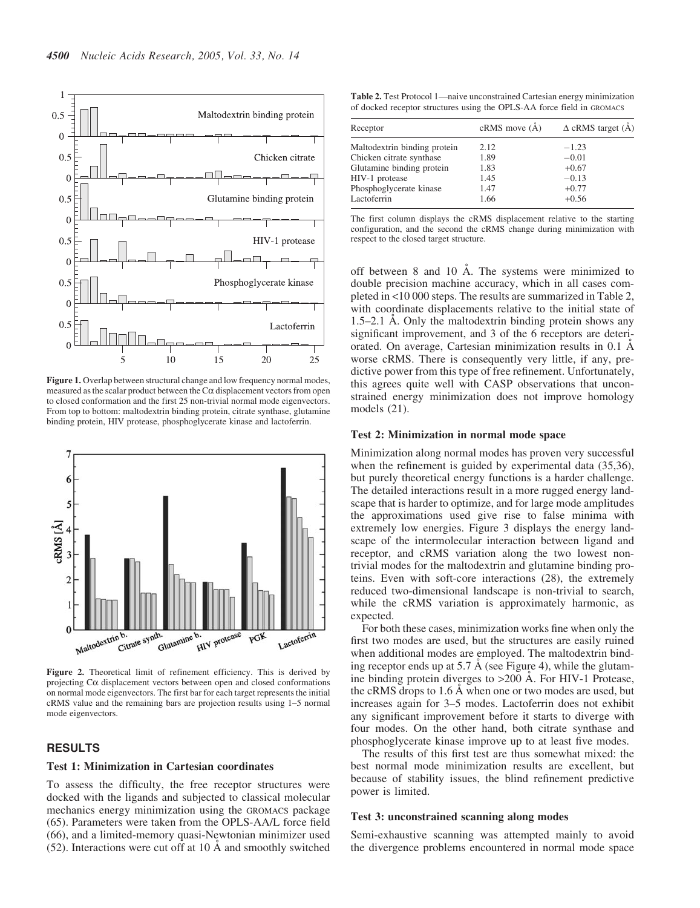**Figure 1.** Overlap between structural change and low frequency normal modes, measured as the scalar product between the Cα displacement vectors from open to closed conformation and the first 25 non-trivial normal mode eigenvectors. From top to bottom: maltodextrin binding protein, citrate synthase, glutamine binding protein, HIV protease, phosphoglycerate kinase and lactoferrin.

**Figure 2.** Theoretical limit of refinement efficiency. This is derived by projecting Cα displacement vectors between open and closed conformations on normal mode eigenvectors. The first bar for each target represents the initial cRMS value and the remaining bars are projection results using 1–5 normal mode eigenvectors.

## RESULTS

### Test 1: Minimization in Cartesian coordinates

To assess the difficulty, the free receptor structures were docked with the ligands and subjected to classical molecular mechanics energy minimization using the GROMACS package (65). Parameters were taken from the OPLS-AA/L force field (66), and a limited-memory quasi-Newtonian minimizer used (52). Interactions were cut off at 10 Å and smoothly switched off between 8 and 10 Å. The systems were minimized to double precision machine accuracy, which in all cases completed in <10 000 steps. The results are summarized in Table 2, with coordinate displacements relative to the initial state of 1.5–2.1 Å. Only the maltodextrin binding protein shows any significant improvement, and 3 of the 6 receptors are deteriorated. On average, Cartesian minimization results in 0.1 Å worse cRMS. There is consequently very little, if any, predictive power from this type of free refinement. Unfortunately, this agrees quite well with CASP observations that unconstrained energy minimization does not improve homology models (21).

**Table 2.** Test Protocol 1—naive unconstrained Cartesian energy minimization of docked receptor structures using the OPLS-AA force field in GROMACS

| Receptor | cRMS move (Å) | Δ cRMS target (Å) |
|---|---|---|
| Maltodextrin binding protein | 2.12 | −1.23 |
| Chicken citrate synthase | 1.89 | −0.01 |
| Glutamine binding protein | 1.83 | +0.67 |
| HIV-1 protease | 1.45 | −0.13 |
| Phosphoglycerate kinase | 1.47 | +0.77 |
| Lactoferrin | 1.66 | +0.56 |

The first column displays the cRMS displacement relative to the starting configuration, and the second the cRMS change during minimization with respect to the closed target structure.

### Test 2: Minimization in normal mode space

Minimization along normal modes has proven very successful when the refinement is guided by experimental data (35,36), but purely theoretical energy functions is a harder challenge. The detailed interactions result in a more rugged energy landscape that is harder to optimize, and for large mode amplitudes the approximations used give rise to false minima with extremely low energies. Figure 3 displays the energy landscape of the intermolecular interaction between ligand and receptor, and cRMS variation along the two lowest non-trivial modes for the maltodextrin and glutamine binding proteins. Even with soft-core interactions (28), the extremely reduced two-dimensional landscape is non-trivial to search, while the cRMS variation is approximately harmonic, as expected.

For both these cases, minimization works fine when only the first two modes are used, but the structures are easily ruined when additional modes are employed. The maltodextrin binding receptor ends up at 5.7 Å (see Figure 4), while the glutamine binding protein diverges to >200 Å. For HIV-1 Protease, the cRMS drops to 1.6 Å when one or two modes are used, but increases again for 3–5 modes. Lactoferrin does not exhibit any significant improvement before it starts to diverge with four modes. On the other hand, both citrate synthase and phosphoglycerate kinase improve up to at least five modes.

The results of this first test are thus somewhat mixed: the best normal mode minimization results are excellent, but because of stability issues, the blind refinement predictive power is limited.

### Test 3: unconstrained scanning along modes

Semi-exhaustive scanning was attempted mainly to avoid the divergence problems encountered in normal mode space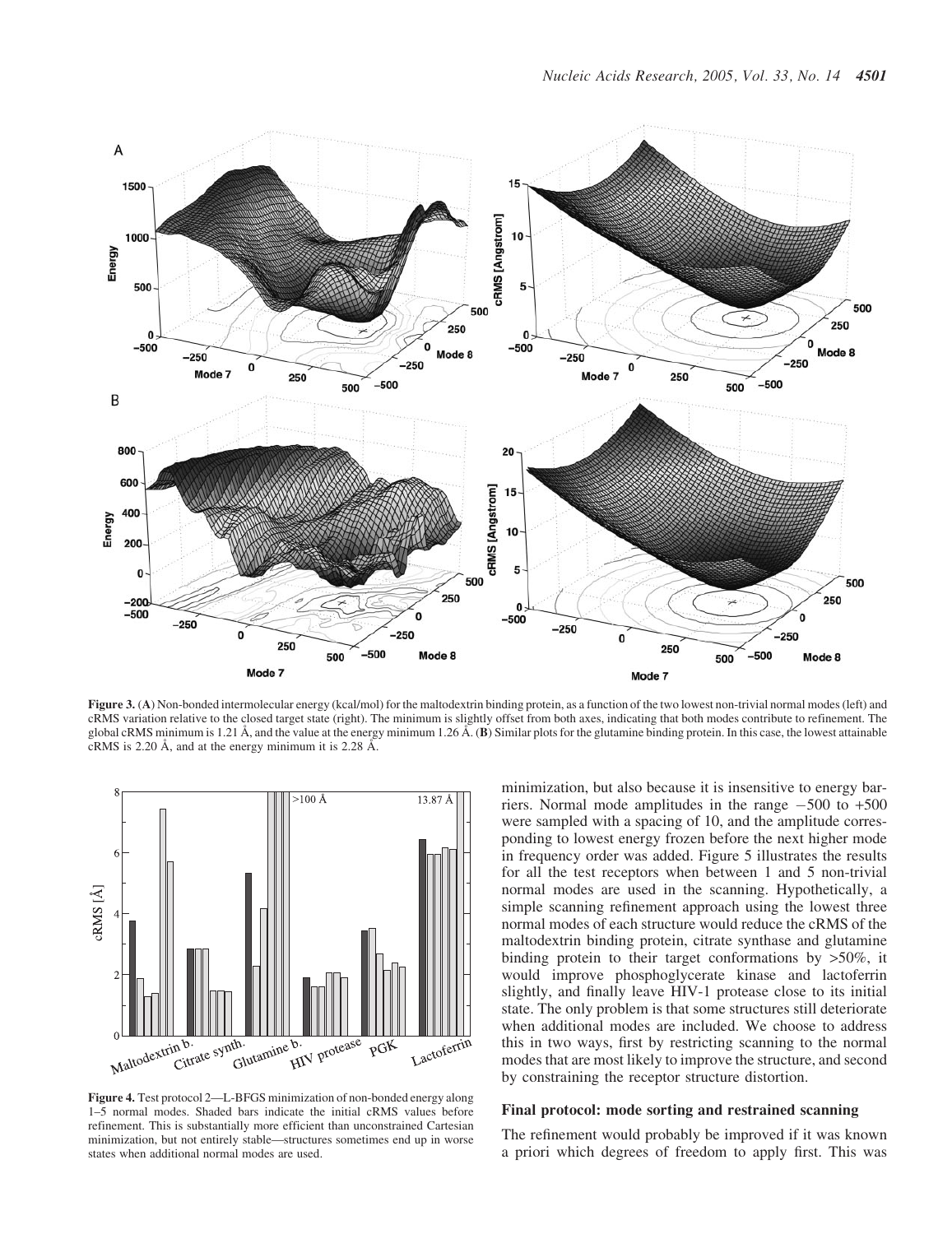**Figure 3.** (**A**) Non-bonded intermolecular energy (kcal/mol) for the maltodextrin binding protein, as a function of the two lowest non-trivial normal modes (left) and cRMS variation relative to the closed target state (right). The minimum is slightly offset from both axes, indicating that both modes contribute to refinement. The global cRMS minimum is 1.21 Å, and the value at the energy minimum 1.26 Å. (**B**) Similar plots for the glutamine binding protein. In this case, the lowest attainable cRMS is 2.20 Å, and at the energy minimum it is 2.28 Å.

**Figure 4.** Test protocol 2—L-BFGS minimization of non-bonded energy along 1–5 normal modes. Shaded bars indicate the initial cRMS values before refinement. This is substantially more efficient than unconstrained Cartesian minimization, but not entirely stable—structures sometimes end up in worse states when additional normal modes are used.

minimization, but also because it is insensitive to energy barriers. Normal mode amplitudes in the range −500 to +500 were sampled with a spacing of 10, and the amplitude corresponding to lowest energy frozen before the next higher mode in frequency order was added. Figure 5 illustrates the results for all the test receptors when between 1 and 5 non-trivial normal modes are used in the scanning. Hypothetically, a simple scanning refinement approach using the lowest three normal modes of each structure would reduce the cRMS of the maltodextrin binding protein, citrate synthase and glutamine binding protein to their target conformations by >50%, it would improve phosphoglycerate kinase and lactoferrin slightly, and finally leave HIV-1 protease close to its initial state. The only problem is that some structures still deteriorate when additional modes are included. We choose to address this in two ways, first by restricting scanning to the normal modes that are most likely to improve the structure, and second by constraining the receptor structure distortion.

### Final protocol: mode sorting and restrained scanning

The refinement would probably be improved if it was known a priori which degrees of freedom to apply first. This was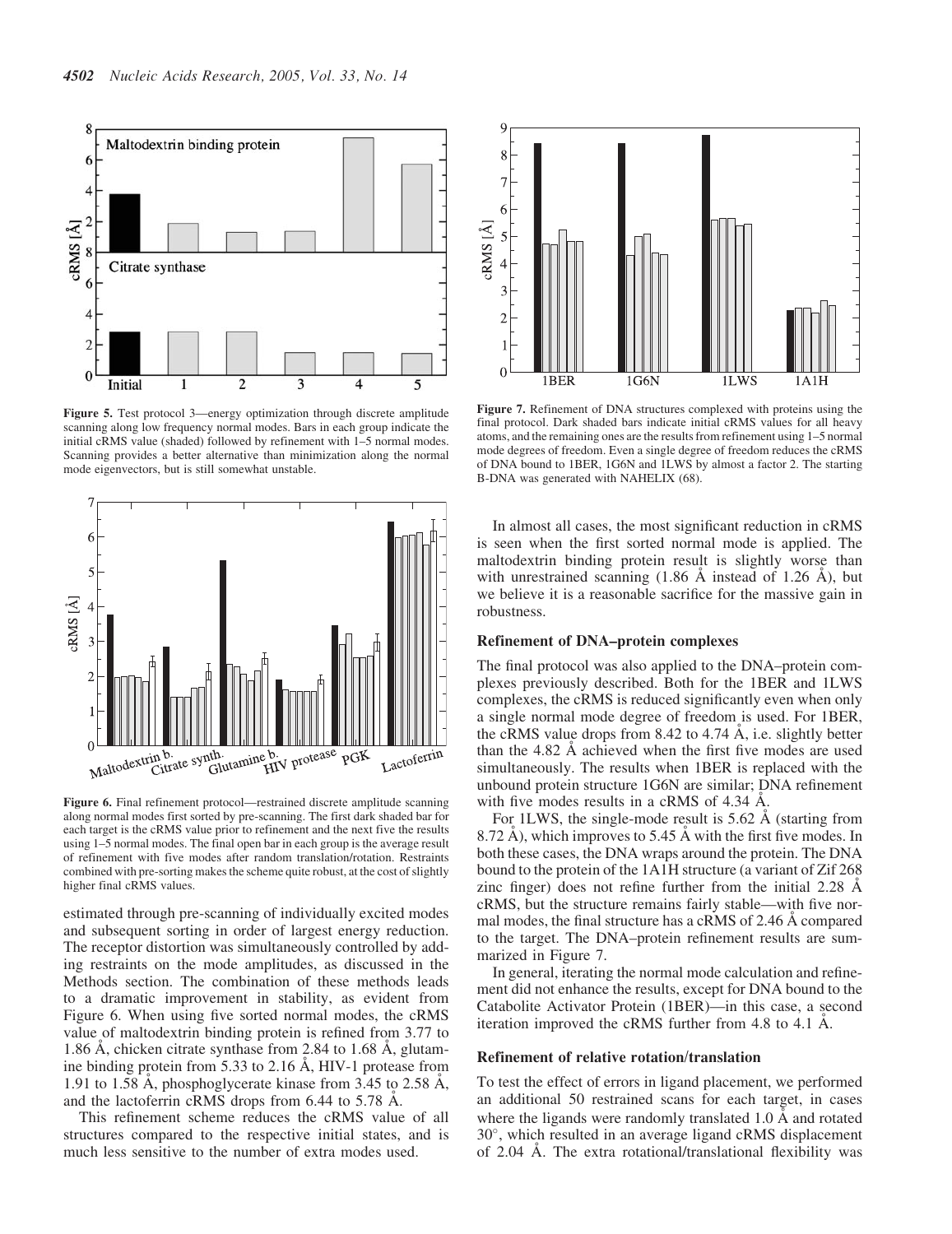Figure 5. Test protocol 3—energy optimization through discrete amplitude scanning along low frequency normal modes. Bars in each group indicate the initial cRMS value (shaded) followed by refinement with 1–5 normal modes. Scanning provides a better alternative than minimization along the normal mode eigenvectors, but is still somewhat unstable.

Figure 6. Final refinement protocol—restrained discrete amplitude scanning along normal modes first sorted by pre-scanning. The first dark shaded bar for each target is the cRMS value prior to refinement and the next five the results using 1–5 normal modes. The final open bar in each group is the average result of refinement with five modes after random translation/rotation. Restraints combined with pre-sorting makes the scheme quite robust, at the cost of slightly higher final cRMS values.

estimated through pre-scanning of individually excited modes and subsequent sorting in order of largest energy reduction. The receptor distortion was simultaneously controlled by adding restraints on the mode amplitudes, as discussed in the Methods section. The combination of these methods leads to a dramatic improvement in stability, as evident from Figure 6. When using five sorted normal modes, the cRMS value of maltodextrin binding protein is refined from 3.77 to 1.86 Å, chicken citrate synthase from 2.84 to 1.68 Å, glutamine binding protein from 5.33 to 2.16 Å, HIV-1 protease from 1.91 to 1.58 Å, phosphoglycerate kinase from 3.45 to 2.58 Å, and the lactoferrin cRMS drops from 6.44 to 5.78 Å.

This refinement scheme reduces the cRMS value of all structures compared to the respective initial states, and is much less sensitive to the number of extra modes used.

Figure 7. Refinement of DNA structures complexed with proteins using the final protocol. Dark shaded bars indicate initial cRMS values for all heavy atoms, and the remaining ones are the results from refinement using 1–5 normal mode degrees of freedom. Even a single degree of freedom reduces the cRMS of DNA bound to 1BER, 1G6N and 1LWS by almost a factor 2. The starting B-DNA was generated with NAHELIX (68).

In almost all cases, the most significant reduction in cRMS is seen when the first sorted normal mode is applied. The maltodextrin binding protein result is slightly worse than with unrestrained scanning (1.86 Å instead of 1.26 Å), but we believe it is a reasonable sacrifice for the massive gain in robustness.

### Refinement of DNA–protein complexes

The final protocol was also applied to the DNA–protein complexes previously described. Both for the 1BER and 1LWS complexes, the cRMS is reduced significantly even when only a single normal mode degree of freedom is used. For 1BER, the cRMS value drops from 8.42 to 4.74 Å, i.e. slightly better than the 4.82 Å achieved when the first five modes are used simultaneously. The results when 1BER is replaced with the unbound protein structure 1G6N are similar; DNA refinement with five modes results in a cRMS of 4.34 Å.

For 1LWS, the single-mode result is 5.62 Å (starting from 8.72 Å), which improves to 5.45 Å with the first five modes. In both these cases, the DNA wraps around the protein. The DNA bound to the protein of the 1A1H structure (a variant of Zif 268 zinc finger) does not refine further from the initial 2.28 Å cRMS, but the structure remains fairly stable—with five normal modes, the final structure has a cRMS of 2.46 Å compared to the target. The DNA–protein refinement results are summarized in Figure 7.

In general, iterating the normal mode calculation and refinement did not enhance the results, except for DNA bound to the Catabolite Activator Protein (1BER)—in this case, a second iteration improved the cRMS further from 4.8 to 4.1 Å.

### Refinement of relative rotation/translation

To test the effect of errors in ligand placement, we performed an additional 50 restrained scans for each target, in cases where the ligands were randomly translated 1.0 Å and rotated 30°, which resulted in an average ligand cRMS displacement of 2.04 Å. The extra rotational/translational flexibility was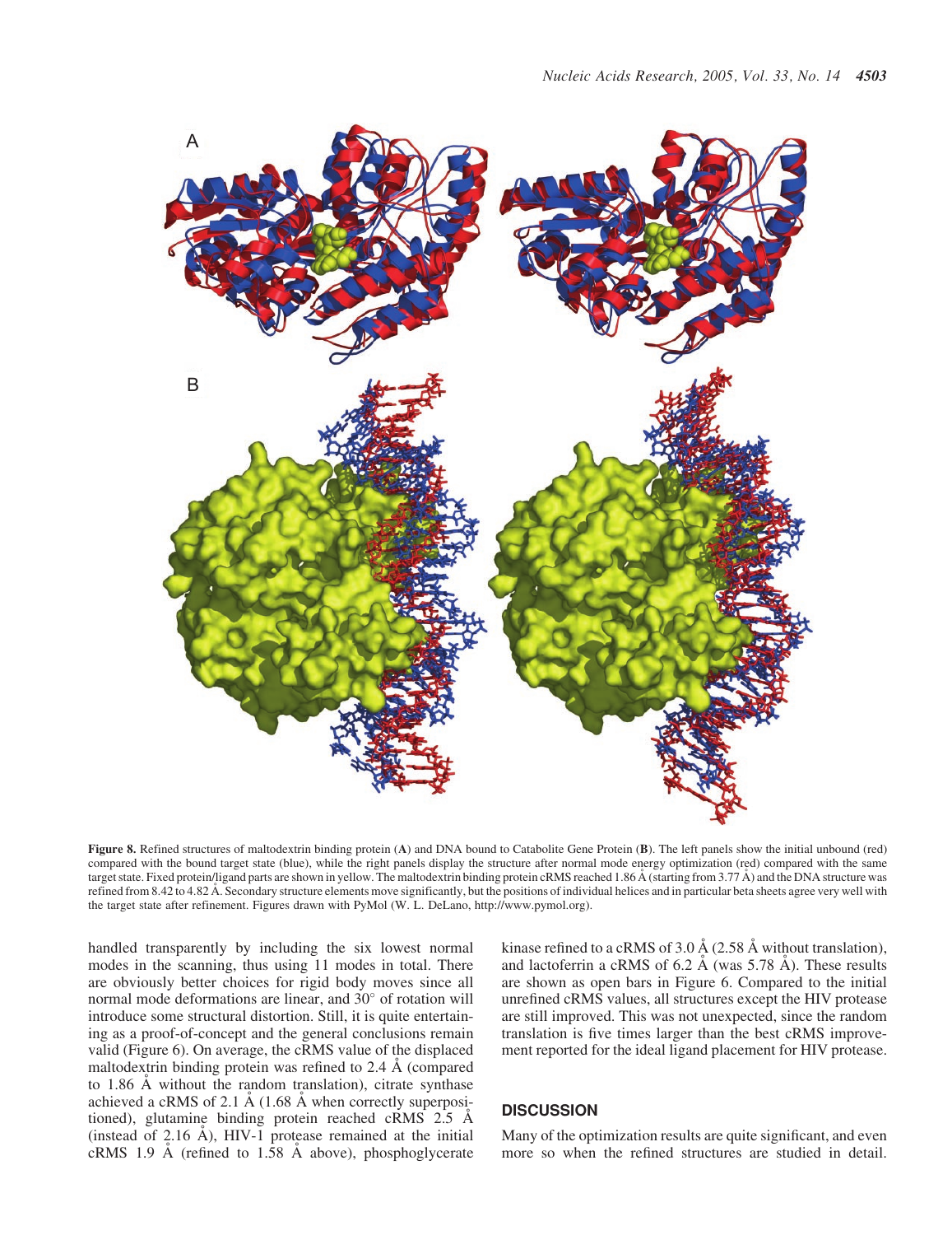**Figure 8.** Refined structures of maltodextrin binding protein (**A**) and DNA bound to Catabolite Gene Protein (**B**). The left panels show the initial unbound (red) compared with the bound target state (blue), while the right panels display the structure after normal mode energy optimization (red) compared with the same target state. Fixed protein/ligand parts are shown in yellow. The maltodextrin binding protein cRMS reached 1.86 Å (starting from 3.77 Å) and the DNA structure was refined from 8.42 to 4.82 Å. Secondary structure elements move significantly, but the positions of individual helices and in particular beta sheets agree very well with the target state after refinement. Figures drawn with PyMol (W. L. DeLano, http://www.pymol.org).

handled transparently by including the six lowest normal modes in the scanning, thus using 11 modes in total. There are obviously better choices for rigid body moves since all normal mode deformations are linear, and 30° of rotation will introduce some structural distortion. Still, it is quite entertaining as a proof-of-concept and the general conclusions remain valid (Figure 6). On average, the cRMS value of the displaced maltodextrin binding protein was refined to 2.4 Å (compared to 1.86 Å without the random translation), citrate synthase achieved a cRMS of 2.1 Å (1.68 Å when correctly superpositioned), glutamine binding protein reached cRMS 2.5 Å (instead of 2.16 Å), HIV-1 protease remained at the initial cRMS 1.9 Å (refined to 1.58 Å above), phosphoglycerate kinase refined to a cRMS of 3.0 Å (2.58 Å without translation), and lactoferrin a cRMS of 6.2 Å (was 5.78 Å). These results are shown as open bars in Figure 6. Compared to the initial unrefined cRMS values, all structures except the HIV protease are still improved. This was not unexpected, since the random translation is five times larger than the best cRMS improvement reported for the ideal ligand placement for HIV protease.

## DISCUSSION

Many of the optimization results are quite significant, and even more so when the refined structures are studied in detail.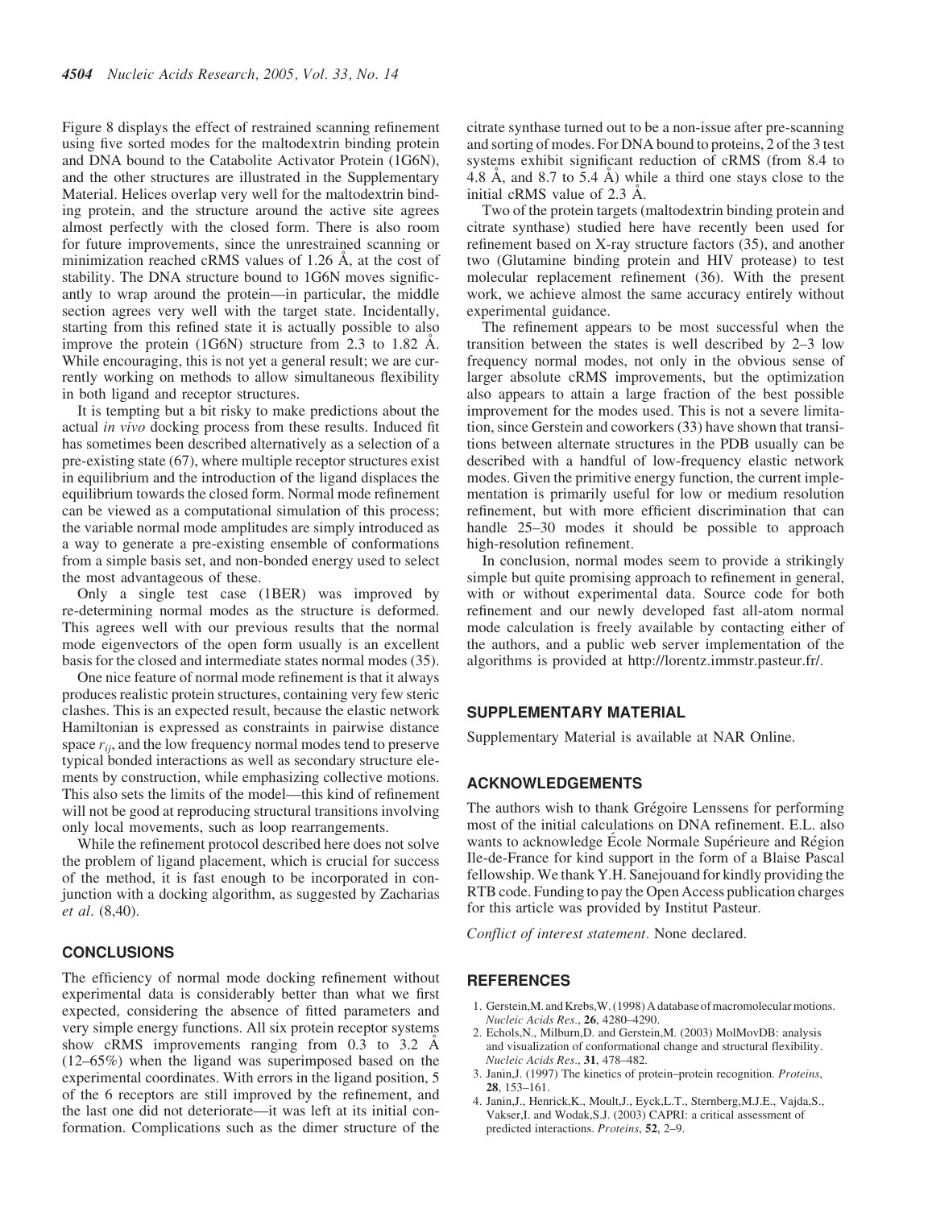Figure 8 displays the effect of restrained scanning refinement using five sorted modes for the maltodextrin binding protein and DNA bound to the Catabolite Activator Protein (1G6N), and the other structures are illustrated in the Supplementary Material. Helices overlap very well for the maltodextrin binding protein, and the structure around the active site agrees almost perfectly with the closed form. There is also room for future improvements, since the unrestrained scanning or minimization reached cRMS values of 1.26 Å, at the cost of stability. The DNA structure bound to 1G6N moves significantly to wrap around the protein—in particular, the middle section agrees very well with the target state. Incidentally, starting from this refined state it is actually possible to also improve the protein (1G6N) structure from 2.3 to 1.82 Å. While encouraging, this is not yet a general result; we are currently working on methods to allow simultaneous flexibility in both ligand and receptor structures.

It is tempting but a bit risky to make predictions about the actual *in vivo* docking process from these results. Induced fit has sometimes been described alternatively as a selection of a pre-existing state (67), where multiple receptor structures exist in equilibrium and the introduction of the ligand displaces the equilibrium towards the closed form. Normal mode refinement can be viewed as a computational simulation of this process; the variable normal mode amplitudes are simply introduced as a way to generate a pre-existing ensemble of conformations from a simple basis set, and non-bonded energy used to select the most advantageous of these.

Only a single test case (1BER) was improved by re-determining normal modes as the structure is deformed. This agrees well with our previous results that the normal mode eigenvectors of the open form usually is an excellent basis for the closed and intermediate states normal modes (35).

One nice feature of normal mode refinement is that it always produces realistic protein structures, containing very few steric clashes. This is an expected result, because the elastic network Hamiltonian is expressed as constraints in pairwise distance space $r_{ij}$, and the low frequency normal modes tend to preserve typical bonded interactions as well as secondary structure elements by construction, while emphasizing collective motions. This also sets the limits of the model—this kind of refinement will not be good at reproducing structural transitions involving only local movements, such as loop rearrangements.

While the refinement protocol described here does not solve the problem of ligand placement, which is crucial for success of the method, it is fast enough to be incorporated in conjunction with a docking algorithm, as suggested by Zacharias *et al*. (8,40).

## CONCLUSIONS

The efficiency of normal mode docking refinement without experimental data is considerably better than what we first expected, considering the absence of fitted parameters and very simple energy functions. All six protein receptor systems show cRMS improvements ranging from 0.3 to 3.2 Å (12–65%) when the ligand was superimposed based on the experimental coordinates. With errors in the ligand position, 5 of the 6 receptors are still improved by the refinement, and the last one did not deteriorate—it was left at its initial conformation. Complications such as the dimer structure of the citrate synthase turned out to be a non-issue after pre-scanning and sorting of modes. For DNA bound to proteins, 2 of the 3 test systems exhibit significant reduction of cRMS (from 8.4 to 4.8 Å, and 8.7 to 5.4 Å) while a third one stays close to the initial cRMS value of 2.3 Å.

Two of the protein targets (maltodextrin binding protein and citrate synthase) studied here have recently been used for refinement based on X-ray structure factors (35), and another two (Glutamine binding protein and HIV protease) to test molecular replacement refinement (36). With the present work, we achieve almost the same accuracy entirely without experimental guidance.

The refinement appears to be most successful when the transition between the states is well described by 2–3 low frequency normal modes, not only in the obvious sense of larger absolute cRMS improvements, but the optimization also appears to attain a large fraction of the best possible improvement for the modes used. This is not a severe limitation, since Gerstein and coworkers (33) have shown that transitions between alternate structures in the PDB usually can be described with a handful of low-frequency elastic network modes. Given the primitive energy function, the current implementation is primarily useful for low or medium resolution refinement, but with more efficient discrimination that can handle 25–30 modes it should be possible to approach high-resolution refinement.

In conclusion, normal modes seem to provide a strikingly simple but quite promising approach to refinement in general, with or without experimental data. Source code for both refinement and our newly developed fast all-atom normal mode calculation is freely available by contacting either of the authors, and a public web server implementation of the algorithms is provided at http://lorentz.immstr.pasteur.fr/.

## SUPPLEMENTARY MATERIAL

Supplementary Material is available at NAR Online.

## ACKNOWLEDGEMENTS

The authors wish to thank Grégoire Lenssens for performing most of the initial calculations on DNA refinement. E.L. also wants to acknowledge École Normale Supérieure and Région Ile-de-France for kind support in the form of a Blaise Pascal fellowship. We thank Y.H. Sanejouand for kindly providing the RTB code. Funding to pay the Open Access publication charges for this article was provided by Institut Pasteur.

*Conflict of interest statement*. None declared.

## REFERENCES

1. Gerstein,M. and Krebs,W. (1998) A database of macromolecular motions. *Nucleic Acids Res*., **26**, 4280–4290.
2. Echols,N., Milburn,D. and Gerstein,M. (2003) MolMovDB: analysis and visualization of conformational change and structural flexibility. *Nucleic Acids Res*., **31**, 478–482.
3. Janin,J. (1997) The kinetics of protein–protein recognition. *Proteins*, **28**, 153–161.
4. Janin,J., Henrick,K., Moult,J., Eyck,L.T., Sternberg,M.J.E., Vajda,S., Vakser,I. and Wodak,S.J. (2003) CAPRI: a critical assessment of predicted interactions. *Proteins*, **52**, 2–9.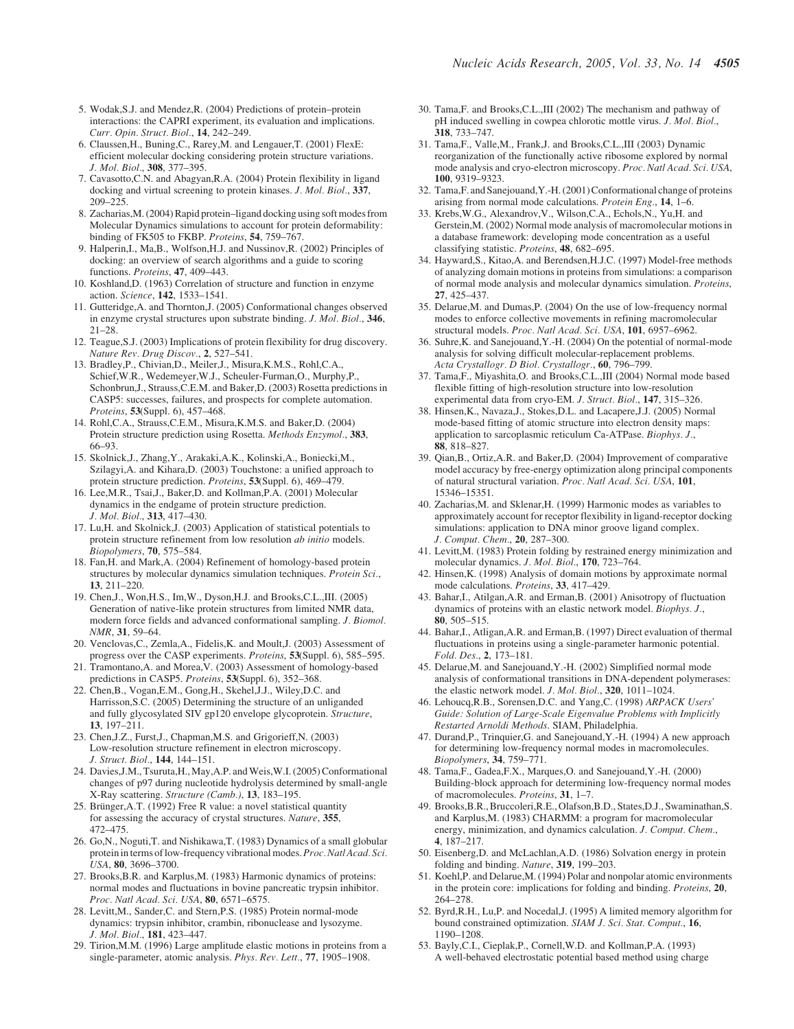5. Wodak,S.J. and Mendez,R. (2004) Predictions of protein–protein interactions: the CAPRI experiment, its evaluation and implications. *Curr. Opin. Struct. Biol.*, **14**, 242–249.
6. Claussen,H., Buning,C., Rarey,M. and Lengauer,T. (2001) FlexE: efficient molecular docking considering protein structure variations. *J. Mol. Biol.*, **308**, 377–395.
7. Cavasotto,C.N. and Abagyan,R.A. (2004) Protein flexibility in ligand docking and virtual screening to protein kinases. *J. Mol. Biol.*, **337**, 209–225.
8. Zacharias,M. (2004) Rapid protein–ligand docking using soft modes from Molecular Dynamics simulations to account for protein deformability: binding of FK505 to FKBP. *Proteins*, **54**, 759–767.
9. Halperin,I., Ma,B., Wolfson,H.J. and Nussinov,R. (2002) Principles of docking: an overview of search algorithms and a guide to scoring functions. *Proteins*, **47**, 409–443.
10. Koshland,D. (1963) Correlation of structure and function in enzyme action. *Science*, **142**, 1533–1541.
11. Gutteridge,A. and Thornton,J. (2005) Conformational changes observed in enzyme crystal structures upon substrate binding. *J. Mol. Biol.*, **346**, 21–28.
12. Teague,S.J. (2003) Implications of protein flexibility for drug discovery. *Nature Rev. Drug Discov.*, **2**, 527–541.
13. Bradley,P., Chivian,D., Meiler,J., Misura,K.M.S., Rohl,C.A., Schief,W.R., Wedemeyer,W.J., Scheuler-Furman,O., Murphy,P., Schonbrun,J., Strauss,C.E.M. and Baker,D. (2003) Rosetta predictions in CASP5: successes, failures, and prospects for complete automation. *Proteins*, **53**(Suppl. 6), 457–468.
14. Rohl,C.A., Strauss,C.E.M., Misura,K.M.S. and Baker,D. (2004) Protein structure prediction using Rosetta. *Methods Enzymol.*, **383**, 66–93.
15. Skolnick,J., Zhang,Y., Arakaki,A.K., Kolinski,A., Boniecki,M., Szilagyi,A. and Kihara,D. (2003) Touchstone: a unified approach to protein structure prediction. *Proteins*, **53**(Suppl. 6), 469–479.
16. Lee,M.R., Tsai,J., Baker,D. and Kollman,P.A. (2001) Molecular dynamics in the endgame of protein structure prediction. *J. Mol. Biol.*, **313**, 417–430.
17. Lu,H. and Skolnick,J. (2003) Application of statistical potentials to protein structure refinement from low resolution *ab initio* models. *Biopolymers*, **70**, 575–584.
18. Fan,H. and Mark,A. (2004) Refinement of homology-based protein structures by molecular dynamics simulation techniques. *Protein Sci.*, **13**, 211–220.
19. Chen,J., Won,H.S., Im,W., Dyson,H.J. and Brooks,C.L.,III. (2005) Generation of native-like protein structures from limited NMR data, modern force fields and advanced conformational sampling. *J. Biomol. NMR*, **31**, 59–64.
20. Venclovas,C., Zemla,A., Fidelis,K. and Moult,J. (2003) Assessment of progress over the CASP experiments. *Proteins*, **53**(Suppl. 6), 585–595.
21. Tramontano,A. and Morea,V. (2003) Assessment of homology-based predictions in CASP5. *Proteins*, **53**(Suppl. 6), 352–368.
22. Chen,B., Vogan,E.M., Gong,H., Skehel,J.J., Wiley,D.C. and Harrisson,S.C. (2005) Determining the structure of an unliganded and fully glycosylated SIV gp120 envelope glycoprotein. *Structure*, **13**, 197–211.
23. Chen,J.Z., Furst,J., Chapman,M.S. and Grigorieff,N. (2003) Low-resolution structure refinement in electron microscopy. *J. Struct. Biol.*, **144**, 144–151.
24. Davies,J.M., Tsuruta,H., May,A.P. and Weis,W.I. (2005) Conformational changes of p97 during nucleotide hydrolysis determined by small-angle X-Ray scattering. *Structure (Camb.)*, **13**, 183–195.
25. Brünger,A.T. (1992) Free R value: a novel statistical quantity for assessing the accuracy of crystal structures. *Nature*, **355**, 472–475.
26. Go,N., Noguti,T. and Nishikawa,T. (1983) Dynamics of a small globular protein in terms of low-frequency vibrational modes. *Proc. Natl Acad. Sci. USA*, **80**, 3696–3700.
27. Brooks,B.R. and Karplus,M. (1983) Harmonic dynamics of proteins: normal modes and fluctuations in bovine pancreatic trypsin inhibitor. *Proc. Natl Acad. Sci. USA*, **80**, 6571–6575.
28. Levitt,M., Sander,C. and Stern,P.S. (1985) Protein normal-mode dynamics: trypsin inhibitor, crambin, ribonuclease and lysozyme. *J. Mol. Biol.*, **181**, 423–447.
29. Tirion,M.M. (1996) Large amplitude elastic motions in proteins from a single-parameter, atomic analysis. *Phys. Rev. Lett.*, **77**, 1905–1908.
30. Tama,F. and Brooks,C.L.,III (2002) The mechanism and pathway of pH induced swelling in cowpea chlorotic mottle virus. *J. Mol. Biol.*, **318**, 733–747.
31. Tama,F., Valle,M., Frank,J. and Brooks,C.L.,III (2003) Dynamic reorganization of the functionally active ribosome explored by normal mode analysis and cryo-electron microscopy. *Proc. Natl Acad. Sci. USA*, **100**, 9319–9323.
32. Tama,F. and Sanejouand,Y.-H. (2001) Conformational change of proteins arising from normal mode calculations. *Protein Eng.*, **14**, 1–6.
33. Krebs,W.G., Alexandrov,V., Wilson,C.A., Echols,N., Yu,H. and Gerstein,M. (2002) Normal mode analysis of macromolecular motions in a database framework: developing mode concentration as a useful classifying statistic. *Proteins*, **48**, 682–695.
34. Hayward,S., Kitao,A. and Berendsen,H.J.C. (1997) Model-free methods of analyzing domain motions in proteins from simulations: a comparison of normal mode analysis and molecular dynamics simulation. *Proteins*, **27**, 425–437.
35. Delarue,M. and Dumas,P. (2004) On the use of low-frequency normal modes to enforce collective movements in refining macromolecular structural models. *Proc. Natl Acad. Sci. USA*, **101**, 6957–6962.
36. Suhre,K. and Sanejouand,Y.-H. (2004) On the potential of normal-mode analysis for solving difficult molecular-replacement problems. *Acta Crystallogr. D Biol. Crystallogr.*, **60**, 796–799.
37. Tama,F., Miyashita,O. and Brooks,C.L.,III (2004) Normal mode based flexible fitting of high-resolution structure into low-resolution experimental data from cryo-EM. *J. Struct. Biol.*, **147**, 315–326.
38. Hinsen,K., Navaza,J., Stokes,D.L. and Lacapere,J.J. (2005) Normal mode-based fitting of atomic structure into electron density maps: application to sarcoplasmic reticulum Ca-ATPase. *Biophys. J.*, **88**, 818–827.
39. Qian,B., Ortiz,A.R. and Baker,D. (2004) Improvement of comparative model accuracy by free-energy optimization along principal components of natural structural variation. *Proc. Natl Acad. Sci. USA*, **101**, 15346–15351.
40. Zacharias,M. and Sklenar,H. (1999) Harmonic modes as variables to approximately account for receptor flexibility in ligand-receptor docking simulations: application to DNA minor groove ligand complex. *J. Comput. Chem.*, **20**, 287–300.
41. Levitt,M. (1983) Protein folding by restrained energy minimization and molecular dynamics. *J. Mol. Biol.*, **170**, 723–764.
42. Hinsen,K. (1998) Analysis of domain motions by approximate normal mode calculations. *Proteins*, **33**, 417–429.
43. Bahar,I., Atilgan,A.R. and Erman,B. (2001) Anisotropy of fluctuation dynamics of proteins with an elastic network model. *Biophys. J.*, **80**, 505–515.
44. Bahar,I., Atligan,A.R. and Erman,B. (1997) Direct evaluation of thermal fluctuations in proteins using a single-parameter harmonic potential. *Fold. Des.*, **2**, 173–181.
45. Delarue,M. and Sanejouand,Y.-H. (2002) Simplified normal mode analysis of conformational transitions in DNA-dependent polymerases: the elastic network model. *J. Mol. Biol.*, **320**, 1011–1024.
46. Lehoucq,R.B., Sorensen,D.C. and Yang,C. (1998) *ARPACK Users' Guide: Solution of Large-Scale Eigenvalue Problems with Implicitly Restarted Arnoldi Methods*. SIAM, Philadelphia.
47. Durand,P., Trinquier,G. and Sanejouand,Y.-H. (1994) A new approach for determining low-frequency normal modes in macromolecules. *Biopolymers*, **34**, 759–771.
48. Tama,F., Gadea,F.X., Marques,O. and Sanejouand,Y.-H. (2000) Building-block approach for determining low-frequency normal modes of macromolecules. *Proteins*, **31**, 1–7.
49. Brooks,B.R., Bruccoleri,R.E., Olafson,B.D., States,D.J., Swaminathan,S. and Karplus,M. (1983) CHARMM: a program for macromolecular energy, minimization, and dynamics calculation. *J. Comput. Chem.*, **4**, 187–217.
50. Eisenberg,D. and McLachlan,A.D. (1986) Solvation energy in protein folding and binding. *Nature*, **319**, 199–203.
51. Koehl,P. and Delarue,M. (1994) Polar and nonpolar atomic environments in the protein core: implications for folding and binding. *Proteins*, **20**, 264–278.
52. Byrd,R.H., Lu,P. and Nocedal,J. (1995) A limited memory algorithm for bound constrained optimization. *SIAM J. Sci. Stat. Comput.*, **16**, 1190–1208.
53. Bayly,C.I., Cieplak,P., Cornell,W.D. and Kollman,P.A. (1993) A well-behaved electrostatic potential based method using charge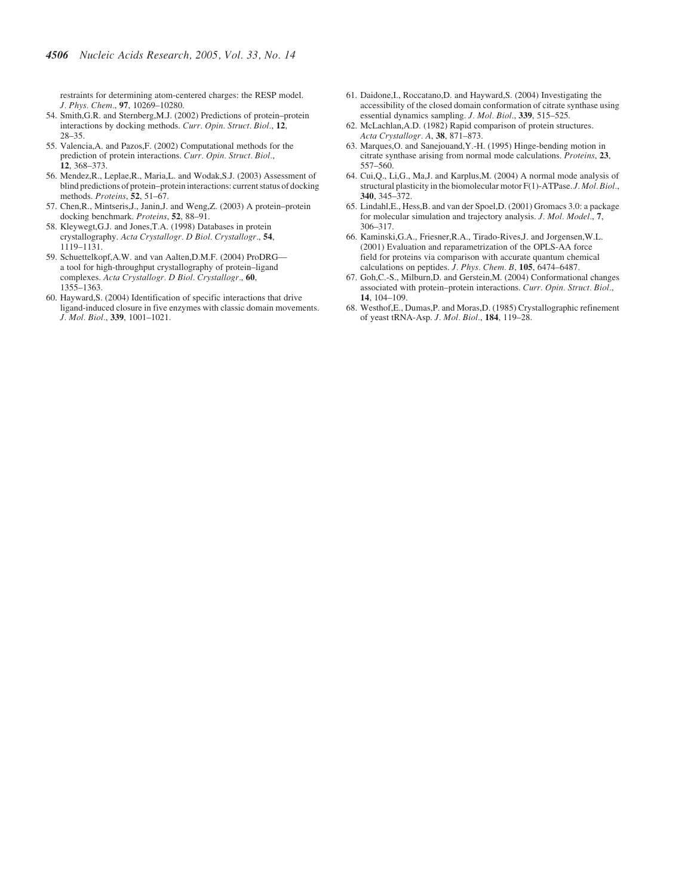restraints for determining atom-centered charges: the RESP model. *J. Phys. Chem.*, **97**, 10269–10280.

54. Smith,G.R. and Sternberg,M.J. (2002) Predictions of protein–protein interactions by docking methods. *Curr. Opin. Struct. Biol.*, **12**, 28–35.
55. Valencia,A. and Pazos,F. (2002) Computational methods for the prediction of protein interactions. *Curr. Opin. Struct. Biol.*, **12**, 368–373.
56. Mendez,R., Leplae,R., Maria,L. and Wodak,S.J. (2003) Assessment of blind predictions of protein–protein interactions: current status of docking methods. *Proteins*, **52**, 51–67.
57. Chen,R., Mintseris,J., Janin,J. and Weng,Z. (2003) A protein–protein docking benchmark. *Proteins*, **52**, 88–91.
58. Kleywegt,G.J. and Jones,T.A. (1998) Databases in protein crystallography. *Acta Crystallogr. D Biol. Crystallogr.*, **54**, 1119–1131.
59. Schuettelkopf,A.W. and van Aalten,D.M.F. (2004) ProDRG—a tool for high-throughput crystallography of protein–ligand complexes. *Acta Crystallogr. D Biol. Crystallogr.*, **60**, 1355–1363.
60. Hayward,S. (2004) Identification of specific interactions that drive ligand-induced closure in five enzymes with classic domain movements. *J. Mol. Biol.*, **339**, 1001–1021.
61. Daidone,I., Roccatano,D. and Hayward,S. (2004) Investigating the accessibility of the closed domain conformation of citrate synthase using essential dynamics sampling. *J. Mol. Biol.*, **339**, 515–525.
62. McLachlan,A.D. (1982) Rapid comparison of protein structures. *Acta Crystallogr. A*, **38**, 871–873.
63. Marques,O. and Sanejouand,Y.-H. (1995) Hinge-bending motion in citrate synthase arising from normal mode calculations. *Proteins*, **23**, 557–560.
64. Cui,Q., Li,G., Ma,J. and Karplus,M. (2004) A normal mode analysis of structural plasticity in the biomolecular motor F(1)-ATPase. *J. Mol. Biol.*, **340**, 345–372.
65. Lindahl,E., Hess,B. and van der Spoel,D. (2001) Gromacs 3.0: a package for molecular simulation and trajectory analysis. *J. Mol. Model.*, **7**, 306–317.
66. Kaminski,G.A., Friesner,R.A., Tirado-Rives,J. and Jorgensen,W.L. (2001) Evaluation and reparametrization of the OPLS-AA force field for proteins via comparison with accurate quantum chemical calculations on peptides. *J. Phys. Chem. B*, **105**, 6474–6487.
67. Goh,C.-S., Milburn,D. and Gerstein,M. (2004) Conformational changes associated with protein–protein interactions. *Curr. Opin. Struct. Biol.*, **14**, 104–109.
68. Westhof,E., Dumas,P. and Moras,D. (1985) Crystallographic refinement of yeast tRNA-Asp. *J. Mol. Biol.*, **184**, 119–28.